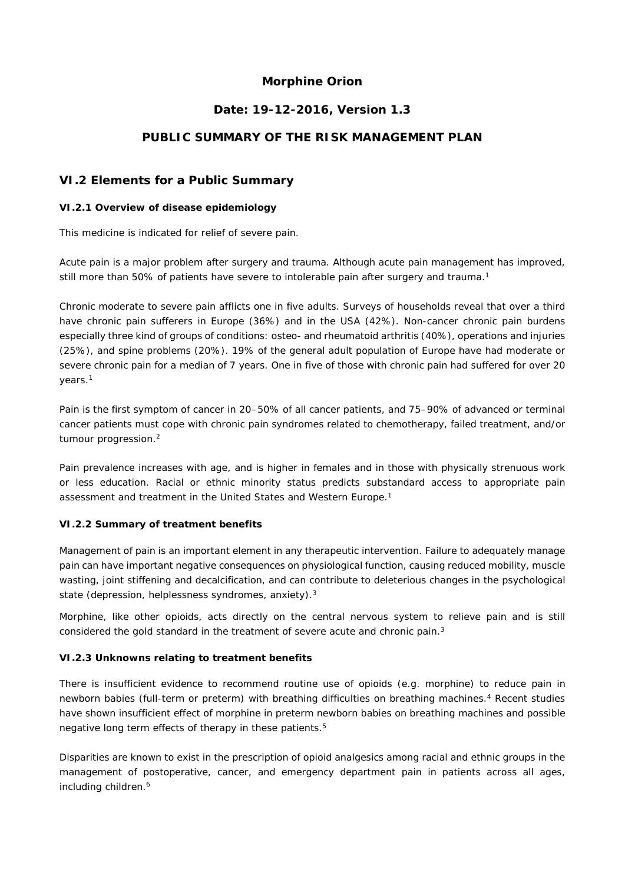# Morphine Orion

**Date: 19-12-2016, Version 1.3**

**PUBLIC SUMMARY OF THE RISK MANAGEMENT PLAN**

## VI.2 Elements for a Public Summary

### VI.2.1 Overview of disease epidemiology

This medicine is indicated for relief of severe pain.

Acute pain is a major problem after surgery and trauma. Although acute pain management has improved, still more than 50% of patients have severe to intolerable pain after surgery and trauma.[1]

Chronic moderate to severe pain afflicts one in five adults. Surveys of households reveal that over a third have chronic pain sufferers in Europe (36%) and in the USA (42%). Non-cancer chronic pain burdens especially three kind of groups of conditions: osteo- and rheumatoid arthritis (40%), operations and injuries (25%), and spine problems (20%). 19% of the general adult population of Europe have had moderate or severe chronic pain for a median of 7 years. One in five of those with chronic pain had suffered for over 20 years.[1]

Pain is the first symptom of cancer in 20–50% of all cancer patients, and 75–90% of advanced or terminal cancer patients must cope with chronic pain syndromes related to chemotherapy, failed treatment, and/or tumour progression.[2]

Pain prevalence increases with age, and is higher in females and in those with physically strenuous work or less education. Racial or ethnic minority status predicts substandard access to appropriate pain assessment and treatment in the United States and Western Europe.[1]

### VI.2.2 Summary of treatment benefits

Management of pain is an important element in any therapeutic intervention. Failure to adequately manage pain can have important negative consequences on physiological function, causing reduced mobility, muscle wasting, joint stiffening and decalcification, and can contribute to deleterious changes in the psychological state (depression, helplessness syndromes, anxiety).[3]

Morphine, like other opioids, acts directly on the central nervous system to relieve pain and is still considered the gold standard in the treatment of severe acute and chronic pain.[3]

### VI.2.3 Unknowns relating to treatment benefits

There is insufficient evidence to recommend routine use of opioids (e.g. morphine) to reduce pain in newborn babies (full-term or preterm) with breathing difficulties on breathing machines.[4] Recent studies have shown insufficient effect of morphine in preterm newborn babies on breathing machines and possible negative long term effects of therapy in these patients.[5]

Disparities are known to exist in the prescription of opioid analgesics among racial and ethnic groups in the management of postoperative, cancer, and emergency department pain in patients across all ages, including children.[6]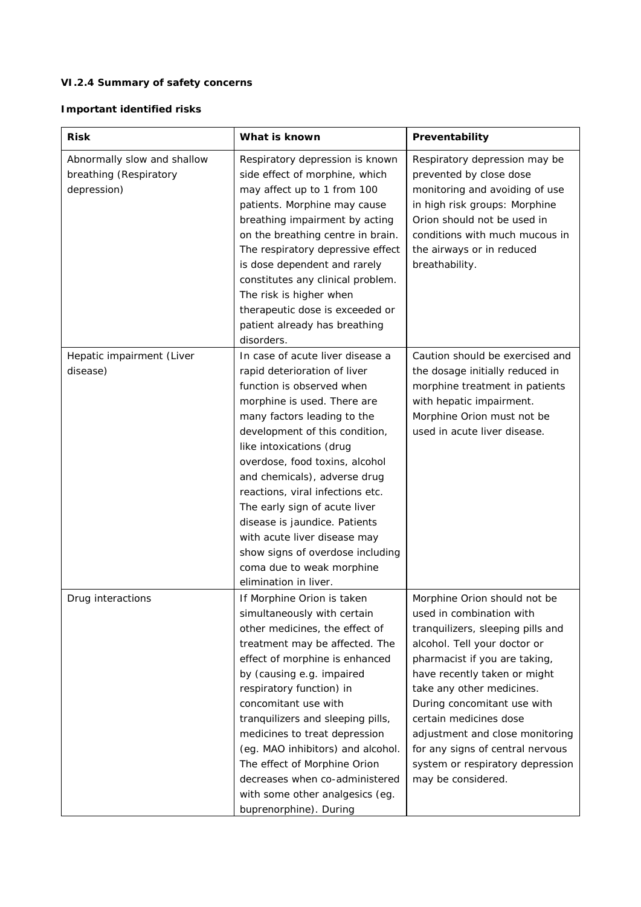### VI.2.4 Summary of safety concerns

#### Important identified risks

| Risk | What is known | Preventability |
|---|---|---|
| Abnormally slow and shallow breathing (Respiratory depression) | Respiratory depression is known side effect of morphine, which may affect up to 1 from 100 patients. Morphine may cause breathing impairment by acting on the breathing centre in brain. The respiratory depressive effect is dose dependent and rarely constitutes any clinical problem. The risk is higher when therapeutic dose is exceeded or patient already has breathing disorders. | Respiratory depression may be prevented by close dose monitoring and avoiding of use in high risk groups: Morphine Orion should not be used in conditions with much mucous in the airways or in reduced breathability. |
| Hepatic impairment (Liver disease) | In case of acute liver disease a rapid deterioration of liver function is observed when morphine is used. There are many factors leading to the development of this condition, like intoxications (drug overdose, food toxins, alcohol and chemicals), adverse drug reactions, viral infections etc. The early sign of acute liver disease is jaundice. Patients with acute liver disease may show signs of overdose including coma due to weak morphine elimination in liver. | Caution should be exercised and the dosage initially reduced in morphine treatment in patients with hepatic impairment. Morphine Orion must not be used in acute liver disease. |
| Drug interactions | If Morphine Orion is taken simultaneously with certain other medicines, the effect of treatment may be affected. The effect of morphine is enhanced by (causing e.g. impaired respiratory function) in concomitant use with tranquilizers and sleeping pills, medicines to treat depression (eg. MAO inhibitors) and alcohol. The effect of Morphine Orion decreases when co-administered with some other analgesics (eg. buprenorphine). During | Morphine Orion should not be used in combination with tranquilizers, sleeping pills and alcohol. Tell your doctor or pharmacist if you are taking, have recently taken or might take any other medicines. During concomitant use with certain medicines dose adjustment and close monitoring for any signs of central nervous system or respiratory depression may be considered. |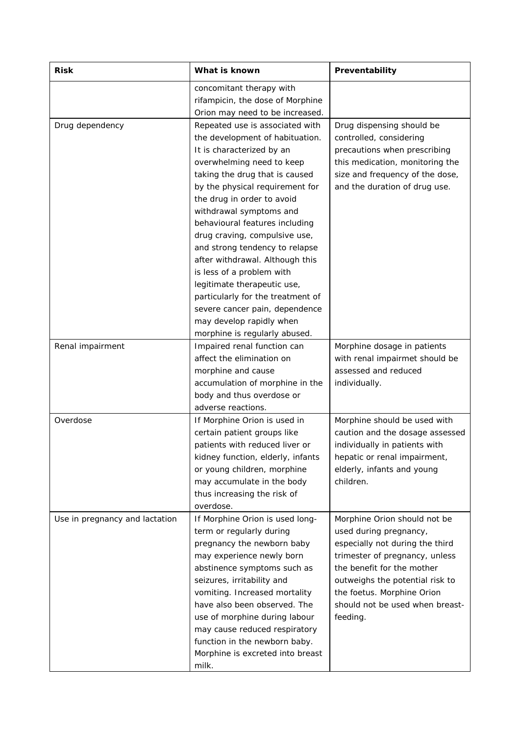| Risk | What is known | Preventability |
|---|---|---|
| | concomitant therapy with rifampicin, the dose of Morphine Orion may need to be increased. | |
| Drug dependency | Repeated use is associated with the development of habituation. It is characterized by an overwhelming need to keep taking the drug that is caused by the physical requirement for the drug in order to avoid withdrawal symptoms and behavioural features including drug craving, compulsive use, and strong tendency to relapse after withdrawal. Although this is less of a problem with legitimate therapeutic use, particularly for the treatment of severe cancer pain, dependence may develop rapidly when morphine is regularly abused. | Drug dispensing should be controlled, considering precautions when prescribing this medication, monitoring the size and frequency of the dose, and the duration of drug use. |
| Renal impairment | Impaired renal function can affect the elimination on morphine and cause accumulation of morphine in the body and thus overdose or adverse reactions. | Morphine dosage in patients with renal impairmet should be assessed and reduced individually. |
| Overdose | If Morphine Orion is used in certain patient groups like patients with reduced liver or kidney function, elderly, infants or young children, morphine may accumulate in the body thus increasing the risk of overdose. | Morphine should be used with caution and the dosage assessed individually in patients with hepatic or renal impairment, elderly, infants and young children. |
| Use in pregnancy and lactation | If Morphine Orion is used long-term or regularly during pregnancy the newborn baby may experience newly born abstinence symptoms such as seizures, irritability and vomiting. Increased mortality have also been observed. The use of morphine during labour may cause reduced respiratory function in the newborn baby. Morphine is excreted into breast milk. | Morphine Orion should not be used during pregnancy, especially not during the third trimester of pregnancy, unless the benefit for the mother outweighs the potential risk to the foetus. Morphine Orion should not be used when breast-feeding. |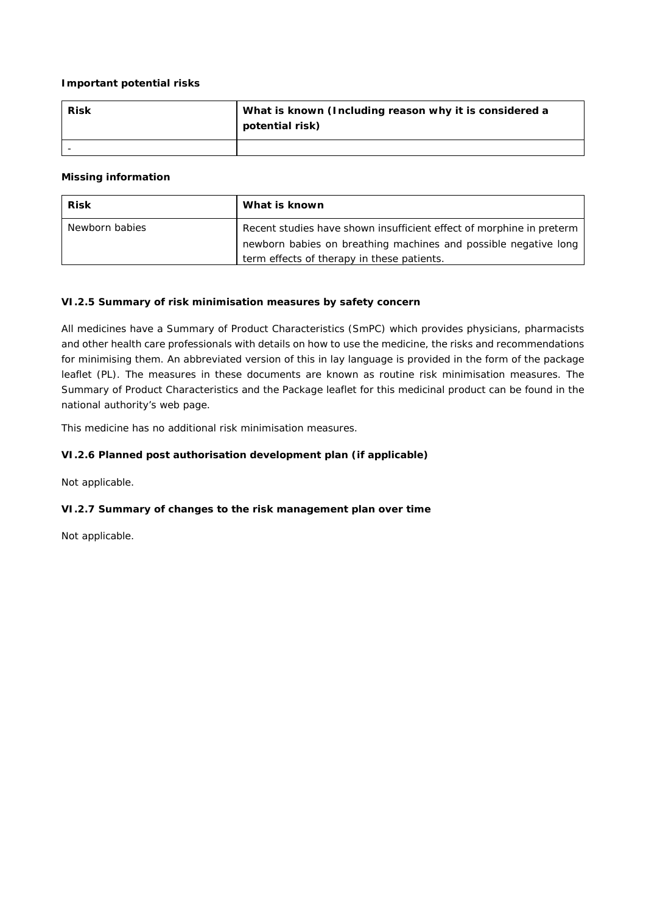**Important potential risks**

| Risk | What is known (Including reason why it is considered a potential risk) |
|---|---|
| - | |

**Missing information**

| Risk | What is known |
|---|---|
| Newborn babies | Recent studies have shown insufficient effect of morphine in preterm newborn babies on breathing machines and possible negative long term effects of therapy in these patients. |

### VI.2.5 Summary of risk minimisation measures by safety concern

All medicines have a Summary of Product Characteristics (SmPC) which provides physicians, pharmacists and other health care professionals with details on how to use the medicine, the risks and recommendations for minimising them. An abbreviated version of this in lay language is provided in the form of the package leaflet (PL). The measures in these documents are known as routine risk minimisation measures. The Summary of Product Characteristics and the Package leaflet for this medicinal product can be found in the national authority's web page.

This medicine has no additional risk minimisation measures.

### VI.2.6 Planned post authorisation development plan (if applicable)

Not applicable.

### VI.2.7 Summary of changes to the risk management plan over time

Not applicable.